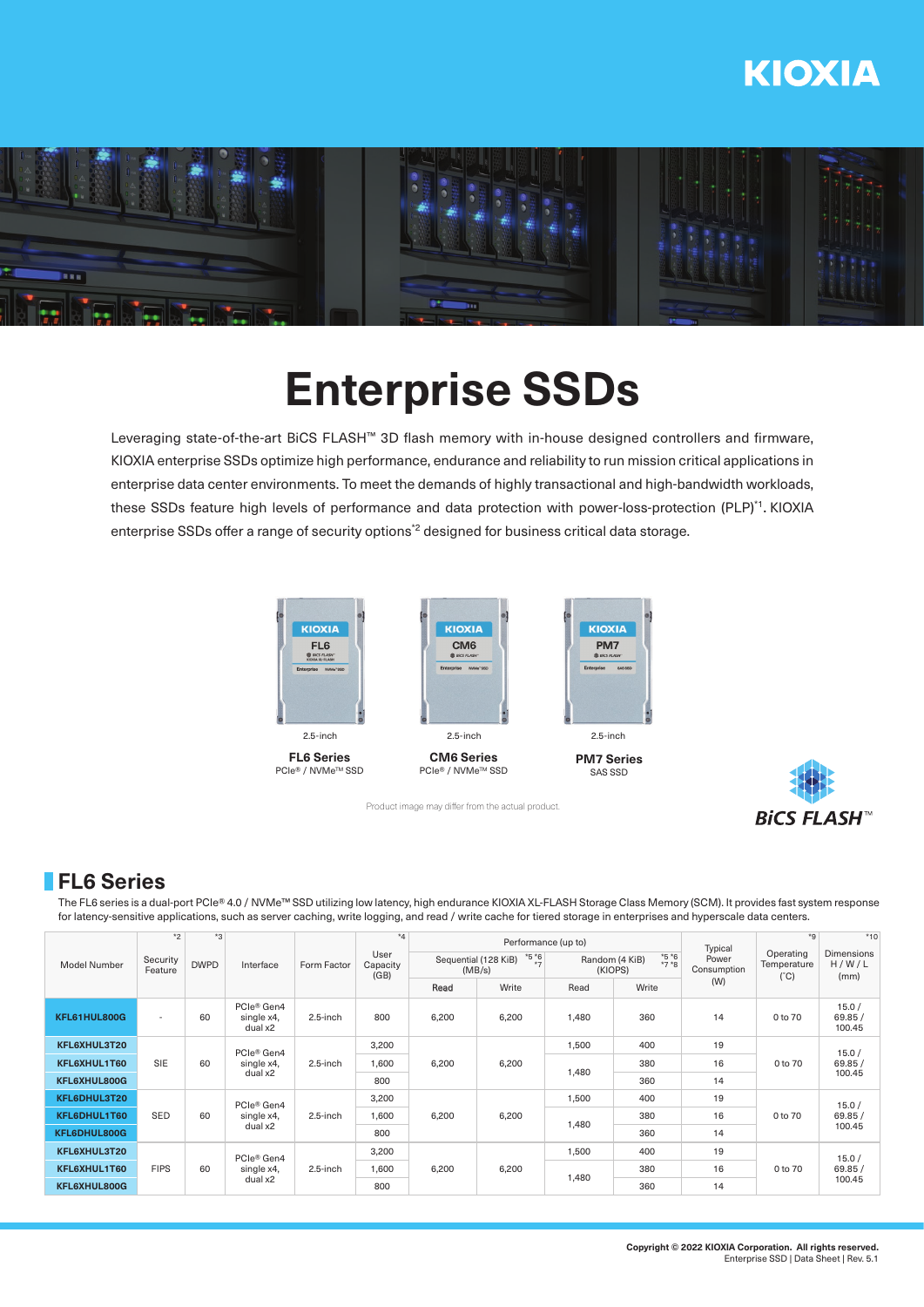# Enterprise SSDs

Leveraging state-of-the-art BiCS FLASH™ 3D flash memory with in-house designed controllers and firmware, KIOXIA enterprise SSDs optimize high performance, endurance and reliability to run mission critical applications in enterprise data center environments. To meet the demands of highly transactional and high-bandwidth workloads, these SSDs feature high levels of performance and data protection with power-loss-protection (PLP)[*1]. KIOXIA enterprise SSDs offer a range of security options[*2] designed for business critical data storage.

2.5-inch
**FL6 Series**
PCIe® / NVMe™ SSD

2.5-inch
**CM6 Series**
PCIe® / NVMe™ SSD

2.5-inch
**PM7 Series**
SAS SSD

Product image may differ from the actual product.

## FL6 Series

The FL6 series is a dual-port PCIe® 4.0 / NVMe™ SSD utilizing low latency, high endurance KIOXIA XL-FLASH Storage Class Memory (SCM). It provides fast system response for latency-sensitive applications, such as server caching, write logging, and read / write cache for tiered storage in enterprises and hyperscale data centers.

| Model Number | Security Feature [*2] | DWPD [*3] | Interface | Form Factor | User Capacity (GB) [*4] | Performance (up to) | | | | Typical Power Consumption (W) | Operating Temperature (°C) [*9] | Dimensions H / W / L (mm) [*10] |
|---|---|---|---|---|---|---|---|---|---|---|---|---|
| | | | | | | Sequential (128 KiB) (MB/s) [*5 *6 *7] | | Random (4 KiB) (KIOPS) [*5 *6 *7 *8] | | | | |
| | | | | | | Read | Write | Read | Write | | | |
| KFL61HUL800G | - | 60 | PCIe® Gen4 single x4, dual x2 | 2.5-inch | 800 | 6,200 | 6,200 | 1,480 | 360 | 14 | 0 to 70 | 15.0 / 69.85 / 100.45 |
| KFL6XHUL3T20 | SIE | 60 | PCIe® Gen4 single x4, dual x2 | 2.5-inch | 3,200 | 6,200 | 6,200 | 1,500 | 400 | 19 | 0 to 70 | 15.0 / 69.85 / 100.45 |
| KFL6XHUL1T60 | | | | | 1,600 | | | 1,480 | 380 | 16 | | |
| KFL6XHUL800G | | | | | 800 | | | | 360 | 14 | | |
| KFL6DHUL3T20 | SED | 60 | PCIe® Gen4 single x4, dual x2 | 2.5-inch | 3,200 | 6,200 | 6,200 | 1,500 | 400 | 19 | 0 to 70 | 15.0 / 69.85 / 100.45 |
| KFL6DHUL1T60 | | | | | 1,600 | | | 1,480 | 380 | 16 | | |
| KFL6DHUL800G | | | | | 800 | | | | 360 | 14 | | |
| KFL6XHUL3T20 | FIPS | 60 | PCIe® Gen4 single x4, dual x2 | 2.5-inch | 3,200 | 6,200 | 6,200 | 1,500 | 400 | 19 | 0 to 70 | 15.0 / 69.85 / 100.45 |
| KFL6XHUL1T60 | | | | | 1,600 | | | 1,480 | 380 | 16 | | |
| KFL6XHUL800G | | | | | 800 | | | | 360 | 14 | | |

**Copyright © 2022 KIOXIA Corporation. All rights reserved.**
Enterprise SSD | Data Sheet | Rev. 5.1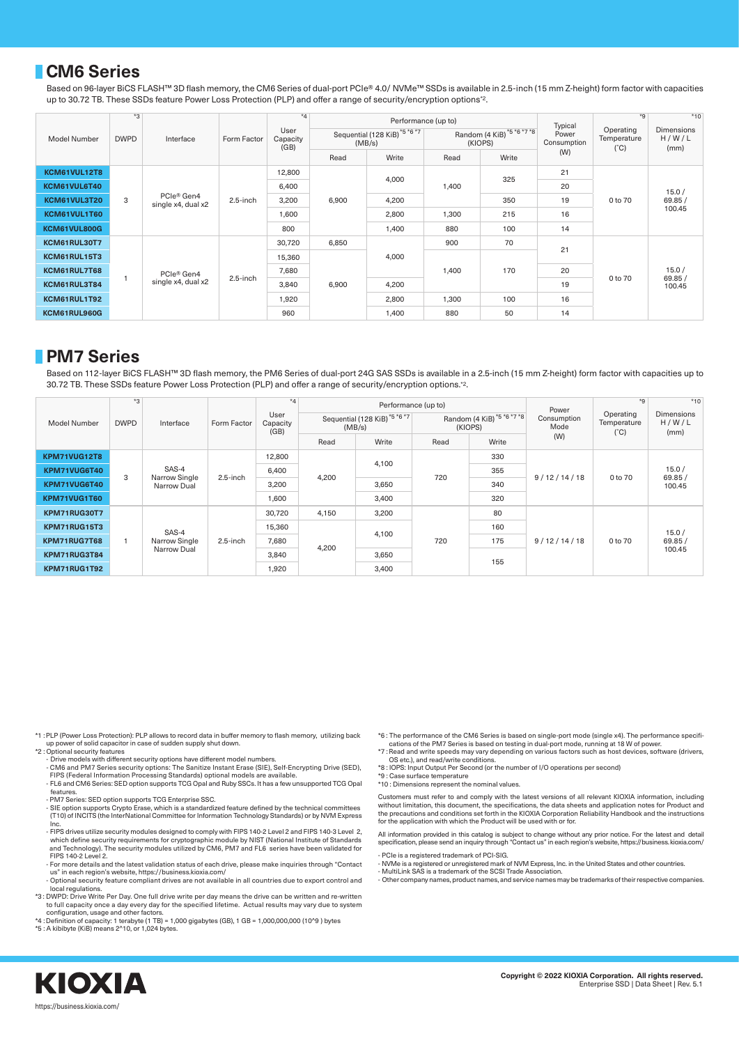## CM6 Series

Based on 96-layer BiCS FLASH™ 3D flash memory, the CM6 Series of dual-port PCIe® 4.0/ NVMe™ SSDs is available in 2.5-inch (15 mm Z-height) form factor with capacities up to 30.72 TB. These SSDs feature Power Loss Protection (PLP) and offer a range of security/encryption options*2.

| Model Number | DWPD *3 | Interface | Form Factor | User Capacity (GB) *4 | Performance (up to) Sequential (128 KiB) *5 *6 *7 (MB/s) Read | Sequential Write | Random (4 KiB) *5 *6 *7 *8 (KIOPS) Read | Random Write | Typical Power Consumption (W) | Operating Temperature (°C) *9 | Dimensions H / W / L (mm) *10 |
|---|---|---|---|---|---|---|---|---|---|---|---|
| KCM61VUL12T8 | 3 | PCIe® Gen4 single x4, dual x2 | 2.5-inch | 12,800 | 6,900 | 4,000 | 1,400 | 325 | 21 | 0 to 70 | 15.0 / 69.85 / 100.45 |
| KCM61VUL6T40 | | | | 6,400 | | | | | 20 | | |
| KCM61VUL3T20 | | | | 3,200 | | 4,200 | | 350 | 19 | | |
| KCM61VUL1T60 | | | | 1,600 | | 2,800 | 1,300 | 215 | 16 | | |
| KCM61VUL800G | | | | 800 | | 1,400 | 880 | 100 | 14 | | |
| KCM61RUL30T7 | 1 | PCIe® Gen4 single x4, dual x2 | 2.5-inch | 30,720 | 6,850 | 4,000 | 900 | 70 | 21 | 0 to 70 | 15.0 / 69.85 / 100.45 |
| KCM61RUL15T3 | | | | 15,360 | 6,900 | | 1,400 | 170 | | | |
| KCM61RUL7T68 | | | | 7,680 | | | | | 20 | | |
| KCM61RUL3T84 | | | | 3,840 | | 4,200 | | | 19 | | |
| KCM61RUL1T92 | | | | 1,920 | | 2,800 | 1,300 | 100 | 16 | | |
| KCM61RUL960G | | | | 960 | | 1,400 | 880 | 50 | 14 | | |

## PM7 Series

Based on 112-layer BiCS FLASH™ 3D flash memory, the PM6 Series of dual-port 24G SAS SSDs is available in a 2.5-inch (15 mm Z-height) form factor with capacities up to 30.72 TB. These SSDs feature Power Loss Protection (PLP) and offer a range of security/encryption options.*2.

| Model Number | DWPD *3 | Interface | Form Factor | User Capacity (GB) *4 | Performance (up to) Sequential (128 KiB) *5 *6 *7 (MB/s) Read | Sequential Write | Random (4 KiB) *5 *6 *7 *8 (KIOPS) Read | Random Write | Power Consumption Mode (W) | Operating Temperature (°C) *9 | Dimensions H / W / L (mm) *10 |
|---|---|---|---|---|---|---|---|---|---|---|---|
| KPM71VUG12T8 | 3 | SAS-4 Narrow Single Narrow Dual | 2.5-inch | 12,800 | 4,200 | 4,100 | 720 | 330 | 9 / 12 / 14 / 18 | 0 to 70 | 15.0 / 69.85 / 100.45 |
| KPM71VUG6T40 | | | | 6,400 | | | | 355 | | | |
| KPM71VUG6T40 | | | | 3,200 | | 3,650 | | 340 | | | |
| KPM71VUG1T60 | | | | 1,600 | | 3,400 | | 320 | | | |
| KPM71RUG30T7 | 1 | SAS-4 Narrow Single Narrow Dual | 2.5-inch | 30,720 | 4,150 | 3,200 | 720 | 80 | 9 / 12 / 14 / 18 | 0 to 70 | 15.0 / 69.85 / 100.45 |
| KPM71RUG15T3 | | | | 15,360 | 4,200 | 4,100 | | 160 | | | |
| KPM71RUG7T68 | | | | 7,680 | | | | 175 | | | |
| KPM71RUG3T84 | | | | 3,840 | | 3,650 | | 155 | | | |
| KPM71RUG1T92 | | | | 1,920 | | 3,400 | | | | | |

*1 : PLP (Power Loss Protection): PLP allows to record data in buffer memory to flash memory, utilizing back up power of solid capacitor in case of sudden supply shut down.

*2 : Optional security features
- Drive models with different security options have different model numbers.
- CM6 and PM7 Series security options: The Sanitize Instant Erase (SIE), Self-Encrypting Drive (SED), FIPS (Federal Information Processing Standards) optional models are available.
- FL6 and CM6 Series: SED option supports TCG Opal and Ruby SSCs. It has a few unsupported TCG Opal features.
- PM7 Series: SED option supports TCG Enterprise SSC.
- SIE option supports Crypto Erase, which is a standardized feature defined by the technical committees (T10) of INCITS (the InterNational Committee for Information Technology Standards) or by NVM Express Inc.
- FIPS drives utilize security modules designed to comply with FIPS 140-2 Level 2 and FIPS 140-3 Level 2, which define security requirements for cryptographic module by NIST (National Institute of Standards and Technology). The security modules utilized by CM6, PM7 and FL6 series have been validated for FIPS 140-2 Level 2.
- For more details and the latest validation status of each drive, please make inquiries through "Contact us" in each region's website, https://business.kioxia.com/
- Optional security feature compliant drives are not available in all countries due to export control and local regulations.

*3 : DWPD: Drive Write Per Day. One full drive write per day means the drive can be written and re-written to full capacity once a day every day for the specified lifetime. Actual results may vary due to system configuration, usage and other factors.

*4 : Definition of capacity: 1 terabyte (1 TB) = 1,000 gigabytes (GB), 1 GB = 1,000,000,000 (10^9 ) bytes

*5 : A kibibyte (KiB) means 2^10, or 1,024 bytes.

*6 : The performance of the CM6 Series is based on single-port mode (single x4). The performance specifications of the PM7 Series is based on testing in dual-port mode, running at 18 W of power.

*7 : Read and write speeds may vary depending on various factors such as host devices, software (drivers, OS etc.), and read/write conditions.

*8 : IOPS: Input Output Per Second (or the number of I/O operations per second)

*9 : Case surface temperature

*10 : Dimensions represent the nominal values.

Customers must refer to and comply with the latest versions of all relevant KIOXIA information, including without limitation, this document, the specifications, the data sheets and application notes for Product and the precautions and conditions set forth in the KIOXIA Corporation Reliability Handbook and the instructions for the application with which the Product will be used with or for.

All information provided in this catalog is subject to change without any prior notice. For the latest and detail specification, please send an inquiry through "Contact us" in each region's website, https://business.kioxia.com/

- PCIe is a registered trademark of PCI-SIG.
- NVMe is a registered or unregistered mark of NVM Express, Inc. in the United States and other countries.
- MultiLink SAS is a trademark of the SCSI Trade Association.
- Other company names, product names, and service names may be trademarks of their respective companies.

KIOXIA

https://business.kioxia.com/

**Copyright © 2022 KIOXIA Corporation. All rights reserved.**
Enterprise SSD | Data Sheet | Rev. 5.1